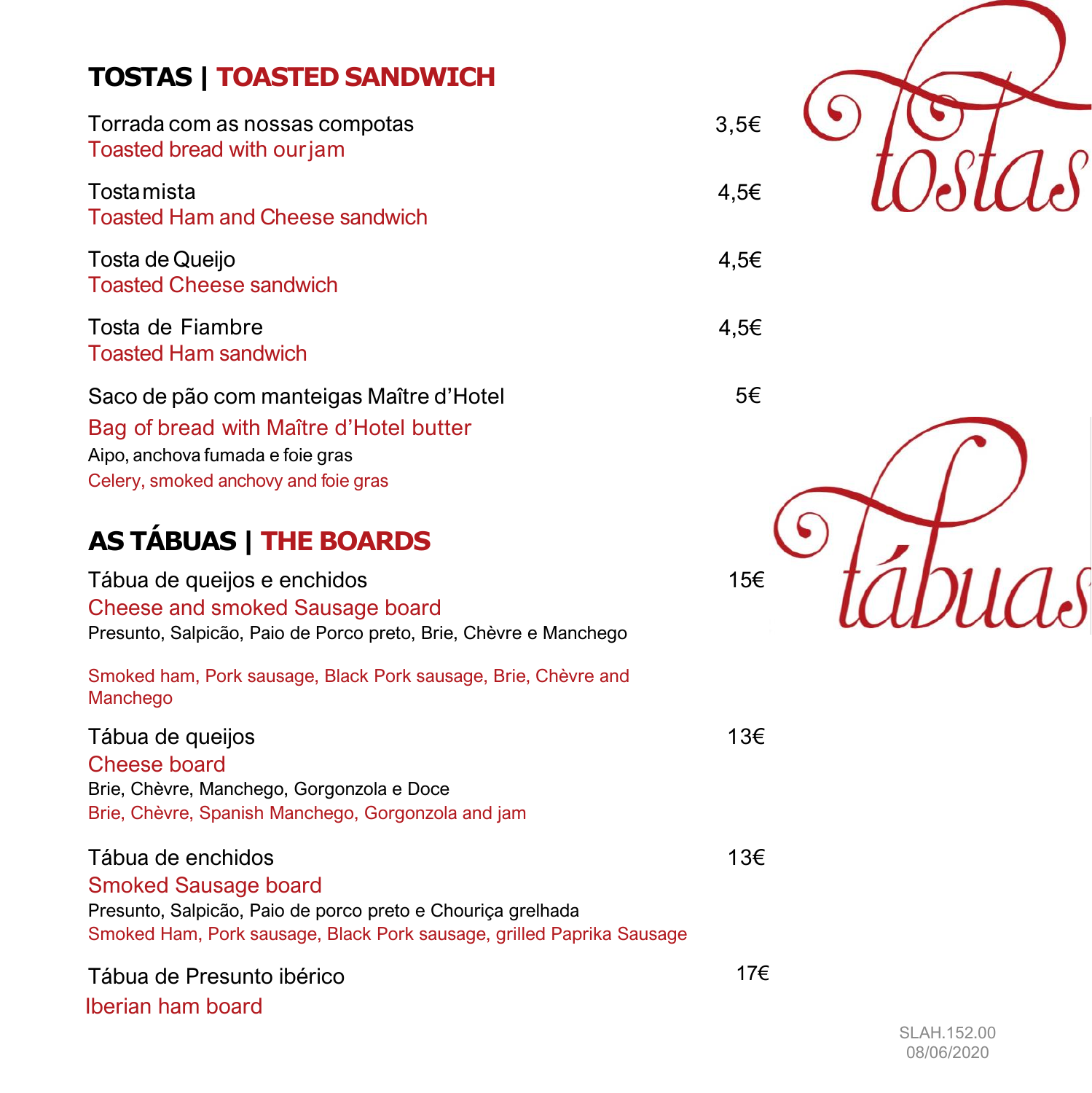## TOSTAS | TOASTED SANDWICH

Torrada com as nossas compotas — 3,5€
Toasted bread with our jam

Tosta mista — 4,5€
Toasted Ham and Cheese sandwich

Tosta de Queijo — 4,5€
Toasted Cheese sandwich

Tosta de Fiambre — 4,5€
Toasted Ham sandwich

Saco de pão com manteigas Maître d'Hotel — 5€
Bag of bread with Maître d'Hotel butter
Aipo, anchova fumada e foie gras
Celery, smoked anchovy and foie gras

## AS TÁBUAS | THE BOARDS

Tábua de queijos e enchidos — 15€
Cheese and smoked Sausage board
Presunto, Salpicão, Paio de Porco preto, Brie, Chèvre e Manchego

Smoked ham, Pork sausage, Black Pork sausage, Brie, Chèvre and Manchego

Tábua de queijos — 13€
Cheese board
Brie, Chèvre, Manchego, Gorgonzola e Doce
Brie, Chèvre, Spanish Manchego, Gorgonzola and jam

Tábua de enchidos — 13€
Smoked Sausage board
Presunto, Salpicão, Paio de porco preto e Chouriça grelhada
Smoked Ham, Pork sausage, Black Pork sausage, grilled Paprika Sausage

Tábua de Presunto ibérico — 17€
Iberian ham board

tostas

tábuas

SLAH.152.00
08/06/2020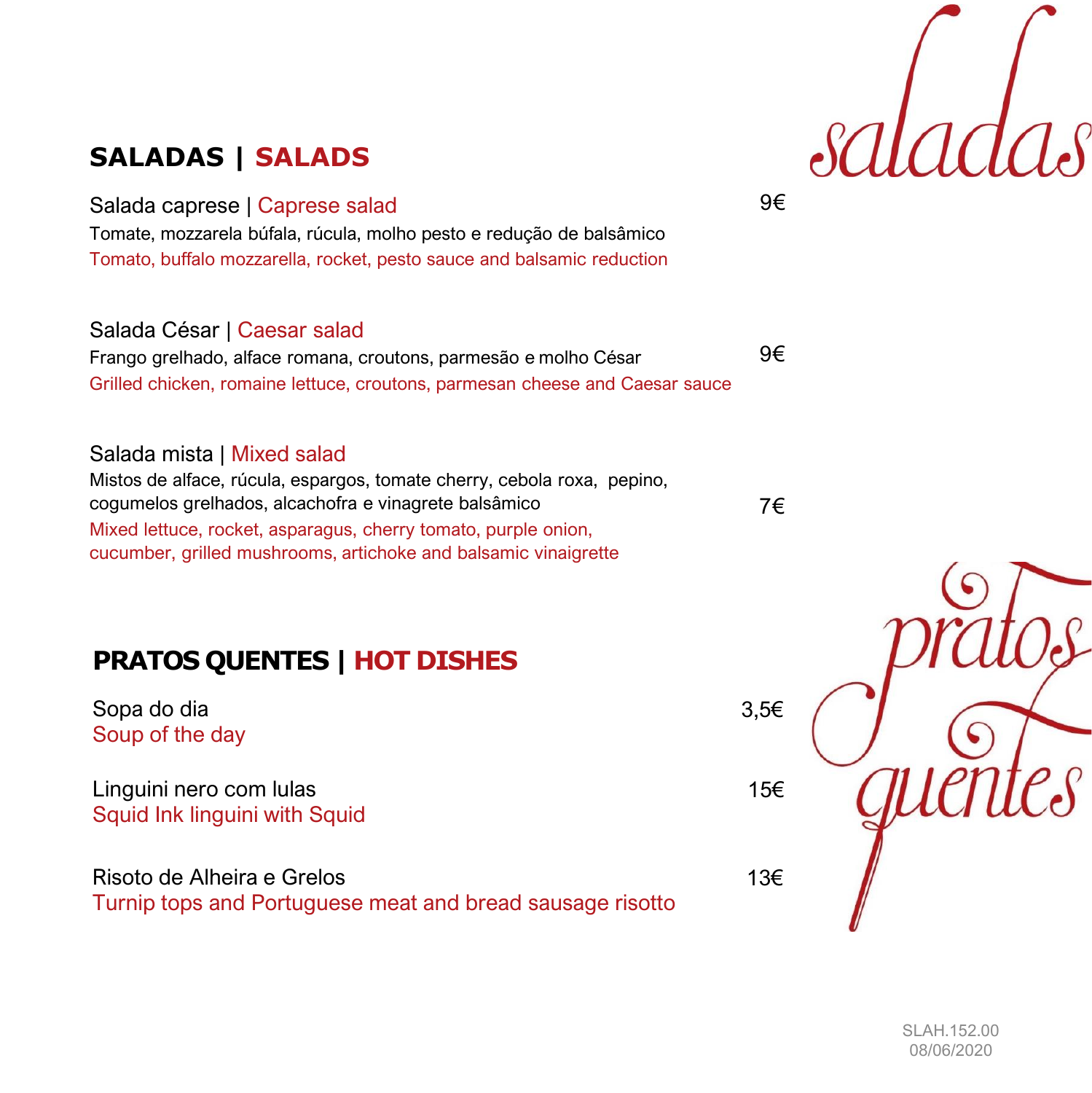## SALADAS | SALADS

**Salada caprese | Caprese salad** — 9€

Tomate, mozzarela búfala, rúcula, molho pesto e redução de balsâmico
Tomato, buffalo mozzarella, rocket, pesto sauce and balsamic reduction

**Salada César | Caesar salad** — 9€

Frango grelhado, alface romana, croutons, parmesão e molho César
Grilled chicken, romaine lettuce, croutons, parmesan cheese and Caesar sauce

**Salada mista | Mixed salad** — 7€

Mistos de alface, rúcula, espargos, tomate cherry, cebola roxa, pepino, cogumelos grelhados, alcachofra e vinagrete balsâmico
Mixed lettuce, rocket, asparagus, cherry tomato, purple onion, cucumber, grilled mushrooms, artichoke and balsamic vinaigrette

## PRATOS QUENTES | HOT DISHES

**Sopa do dia** — 3,5€
Soup of the day

**Linguini nero com lulas** — 15€
Squid Ink linguini with Squid

**Risoto de Alheira e Grelos** — 13€
Turnip tops and Portuguese meat and bread sausage risotto

SLAH.152.00
08/06/2020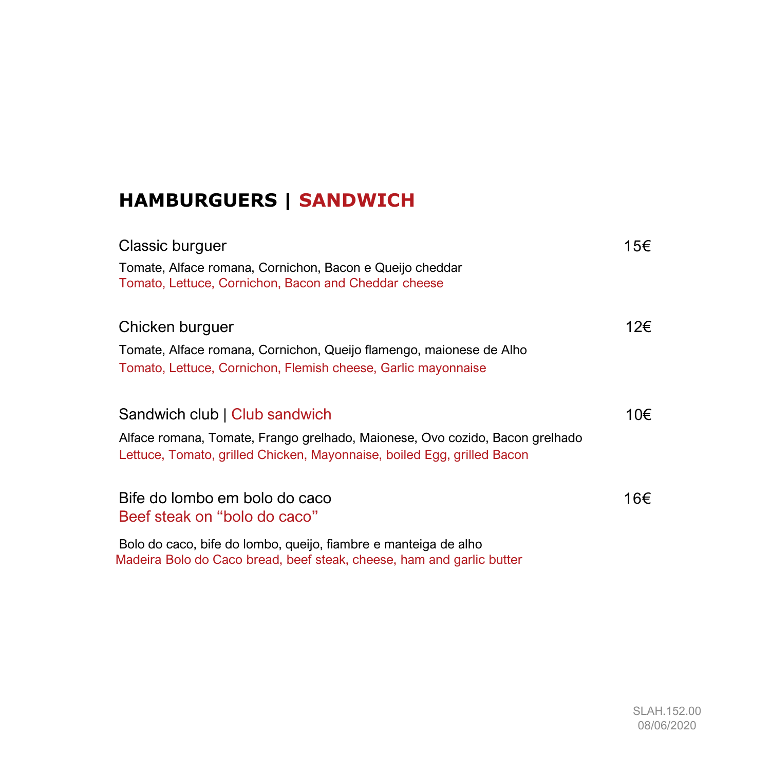## HAMBURGUERS | SANDWICH

Classic burguer 15€

Tomate, Alface romana, Cornichon, Bacon e Queijo cheddar
Tomato, Lettuce, Cornichon, Bacon and Cheddar cheese

Chicken burguer 12€

Tomate, Alface romana, Cornichon, Queijo flamengo, maionese de Alho
Tomato, Lettuce, Cornichon, Flemish cheese, Garlic mayonnaise

Sandwich club | Club sandwich 10€

Alface romana, Tomate, Frango grelhado, Maionese, Ovo cozido, Bacon grelhado
Lettuce, Tomato, grilled Chicken, Mayonnaise, boiled Egg, grilled Bacon

Bife do lombo em bolo do caco 16€
Beef steak on “bolo do caco”

Bolo do caco, bife do lombo, queijo, fiambre e manteiga de alho
Madeira Bolo do Caco bread, beef steak, cheese, ham and garlic butter

SLAH.152.00
08/06/2020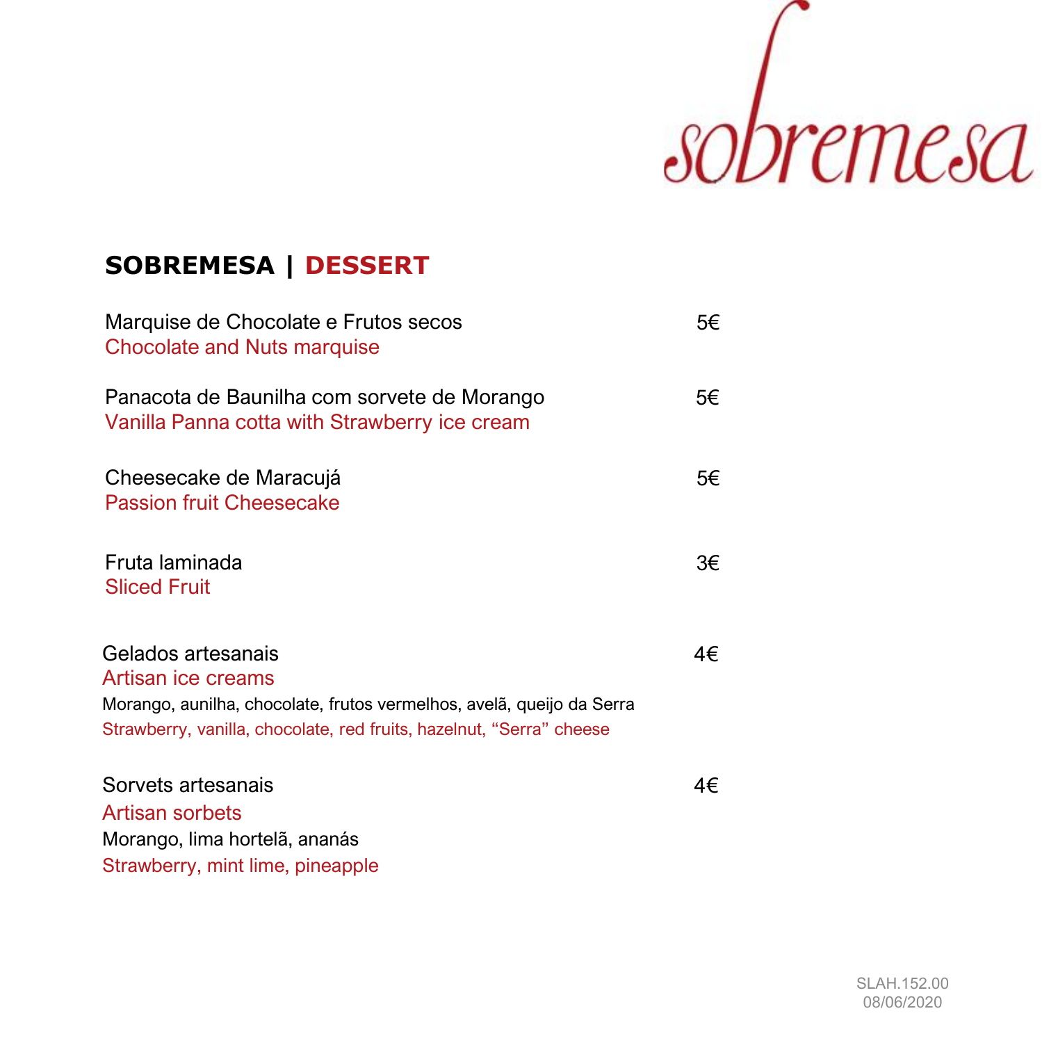sobremesa

## SOBREMESA | DESSERT

Marquise de Chocolate e Frutos secos — 5€
Chocolate and Nuts marquise

Panacota de Baunilha com sorvete de Morango — 5€
Vanilla Panna cotta with Strawberry ice cream

Cheesecake de Maracujá — 5€
Passion fruit Cheesecake

Fruta laminada — 3€
Sliced Fruit

Gelados artesanais — 4€
Artisan ice creams
Morango, aunilha, chocolate, frutos vermelhos, avelã, queijo da Serra
Strawberry, vanilla, chocolate, red fruits, hazelnut, “Serra” cheese

Sorvets artesanais — 4€
Artisan sorbets
Morango, lima hortelã, ananás
Strawberry, mint lime, pineapple

SLAH.152.00
08/06/2020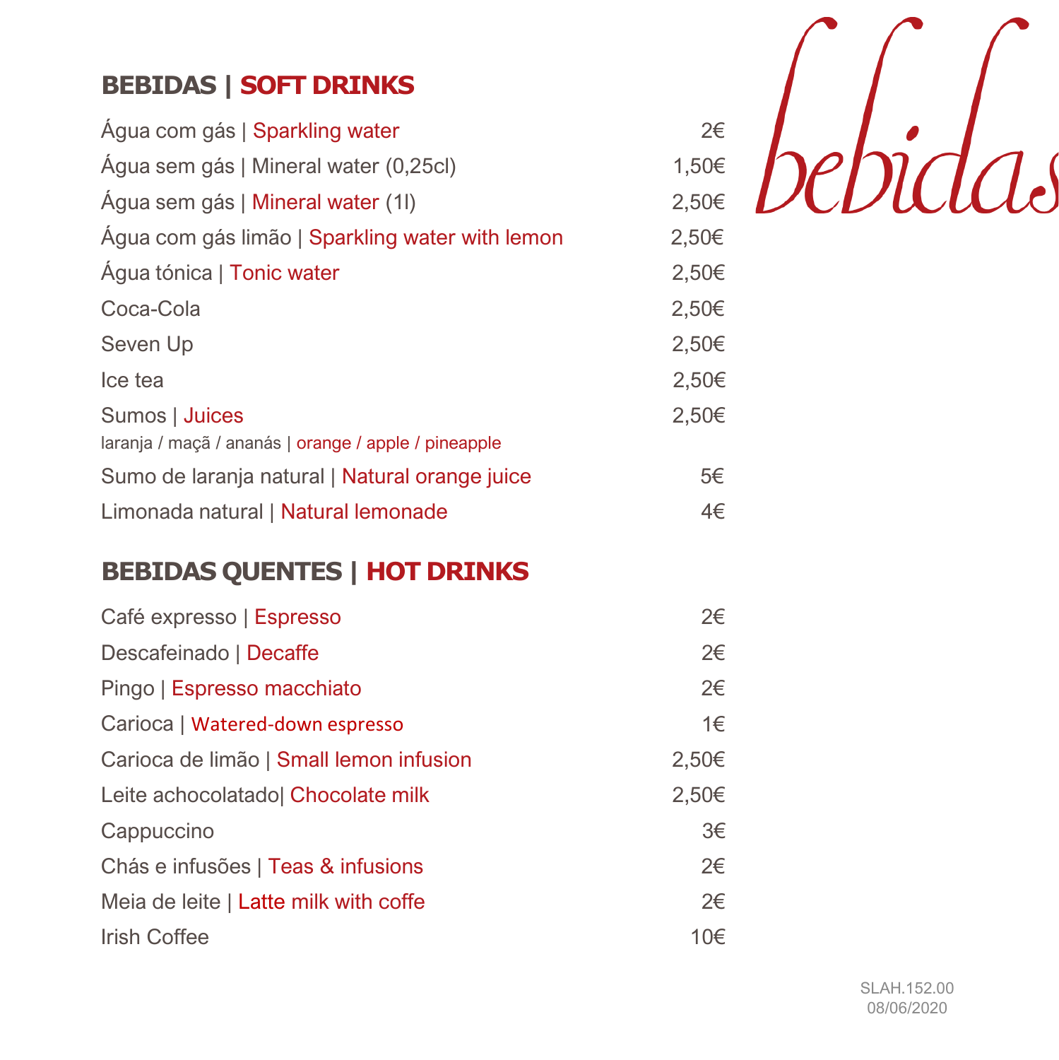# bebidas

## BEBIDAS | SOFT DRINKS

| | |
|---|---|
| Água com gás \| Sparkling water | 2€ |
| Água sem gás \| Mineral water (0,25cl) | 1,50€ |
| Água sem gás \| Mineral water (1l) | 2,50€ |
| Água com gás limão \| Sparkling water with lemon | 2,50€ |
| Água tónica \| Tonic water | 2,50€ |
| Coca-Cola | 2,50€ |
| Seven Up | 2,50€ |
| Ice tea | 2,50€ |
| Sumos \| Juices<br>laranja / maçã / ananás \| orange / apple / pineapple | 2,50€ |
| Sumo de laranja natural \| Natural orange juice | 5€ |
| Limonada natural \| Natural lemonade | 4€ |

## BEBIDAS QUENTES | HOT DRINKS

| | |
|---|---|
| Café expresso \| Espresso | 2€ |
| Descafeinado \| Decaffe | 2€ |
| Pingo \| Espresso macchiato | 2€ |
| Carioca \| Watered-down espresso | 1€ |
| Carioca de limão \| Small lemon infusion | 2,50€ |
| Leite achocolatado\| Chocolate milk | 2,50€ |
| Cappuccino | 3€ |
| Chás e infusões \| Teas & infusions | 2€ |
| Meia de leite \| Latte milk with coffe | 2€ |
| Irish Coffee | 10€ |

SLAH.152.00
08/06/2020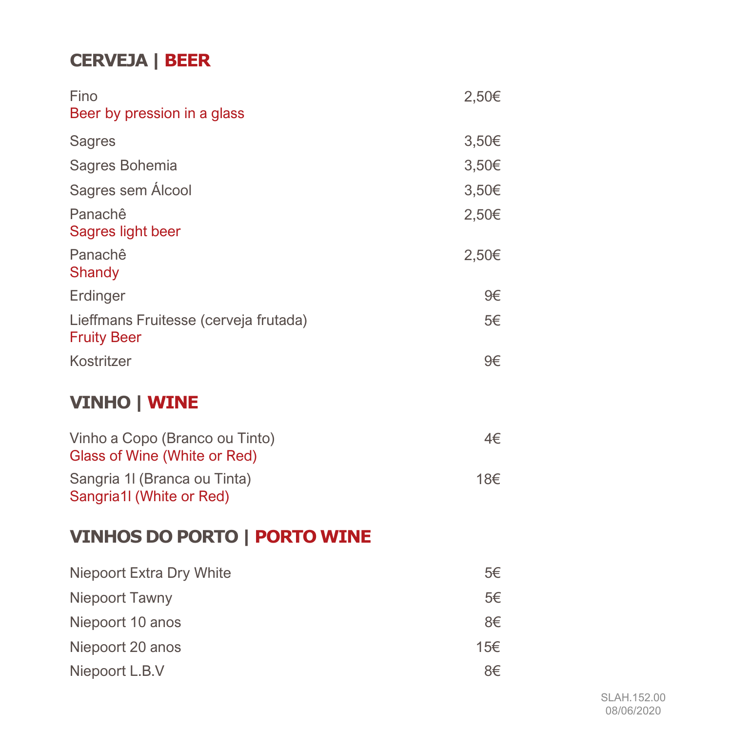## CERVEJA | BEER

| | |
|---|---|
| Fino<br>Beer by pression in a glass | 2,50€ |
| Sagres | 3,50€ |
| Sagres Bohemia | 3,50€ |
| Sagres sem Álcool | 3,50€ |
| Panachê<br>Sagres light beer | 2,50€ |
| Panachê<br>Shandy | 2,50€ |
| Erdinger | 9€ |
| Lieffmans Fruitesse (cerveja frutada)<br>Fruity Beer | 5€ |
| Kostritzer | 9€ |

## VINHO | WINE

| | |
|---|---|
| Vinho a Copo (Branco ou Tinto)<br>Glass of Wine (White or Red) | 4€ |
| Sangria 1l (Branca ou Tinta)<br>Sangria1l (White or Red) | 18€ |

## VINHOS DO PORTO | PORTO WINE

| | |
|---|---|
| Niepoort Extra Dry White | 5€ |
| Niepoort Tawny | 5€ |
| Niepoort 10 anos | 8€ |
| Niepoort 20 anos | 15€ |
| Niepoort L.B.V | 8€ |

SLAH.152.00
08/06/2020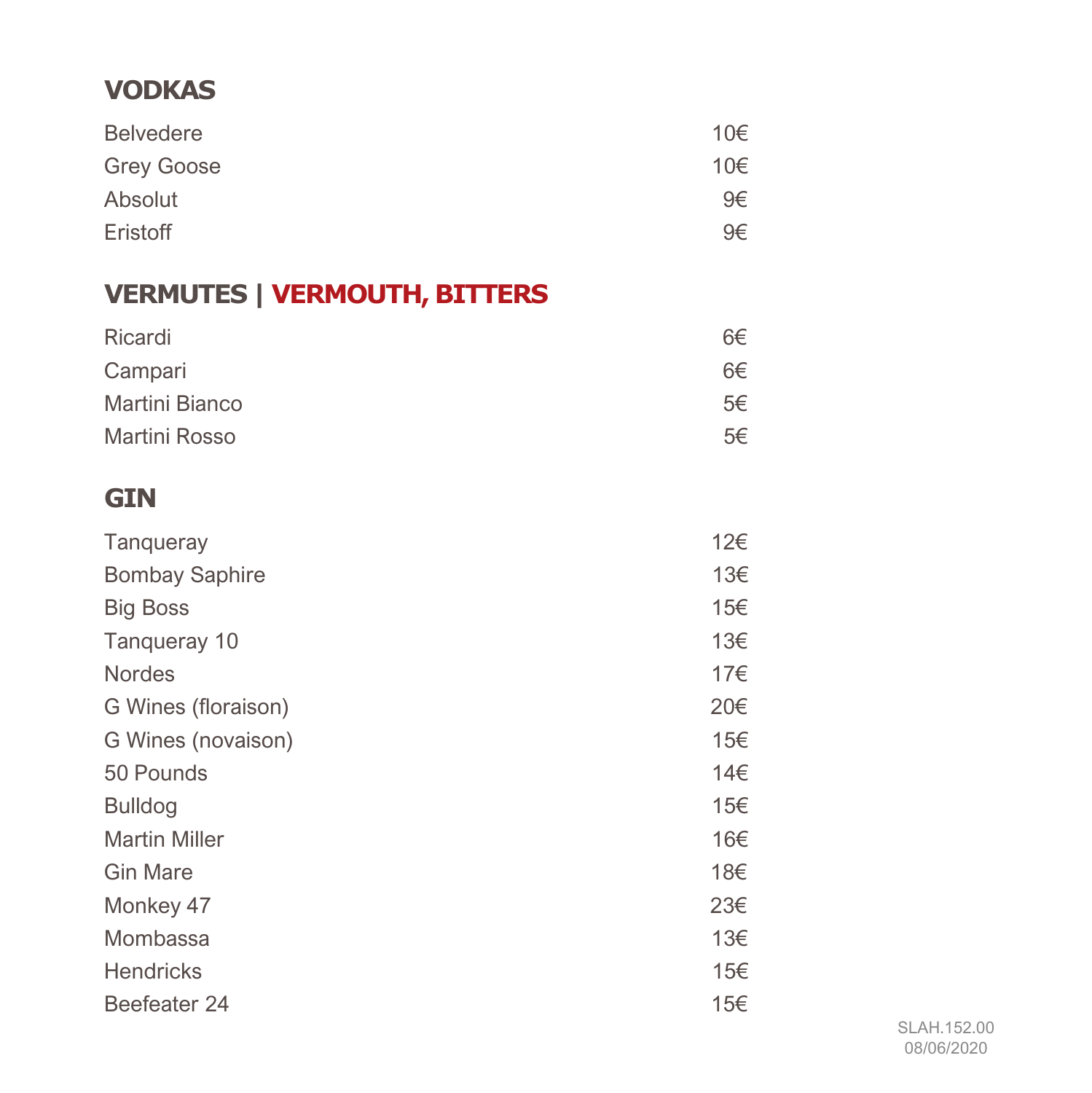## VODKAS

| | |
|---|---|
| Belvedere | 10€ |
| Grey Goose | 10€ |
| Absolut | 9€ |
| Eristoff | 9€ |

## VERMUTES | VERMOUTH, BITTERS

| | |
|---|---|
| Ricardi | 6€ |
| Campari | 6€ |
| Martini Bianco | 5€ |
| Martini Rosso | 5€ |

## GIN

| | |
|---|---|
| Tanqueray | 12€ |
| Bombay Saphire | 13€ |
| Big Boss | 15€ |
| Tanqueray 10 | 13€ |
| Nordes | 17€ |
| G Wines (floraison) | 20€ |
| G Wines (novaison) | 15€ |
| 50 Pounds | 14€ |
| Bulldog | 15€ |
| Martin Miller | 16€ |
| Gin Mare | 18€ |
| Monkey 47 | 23€ |
| Mombassa | 13€ |
| Hendricks | 15€ |
| Beefeater 24 | 15€ |

SLAH.152.00
08/06/2020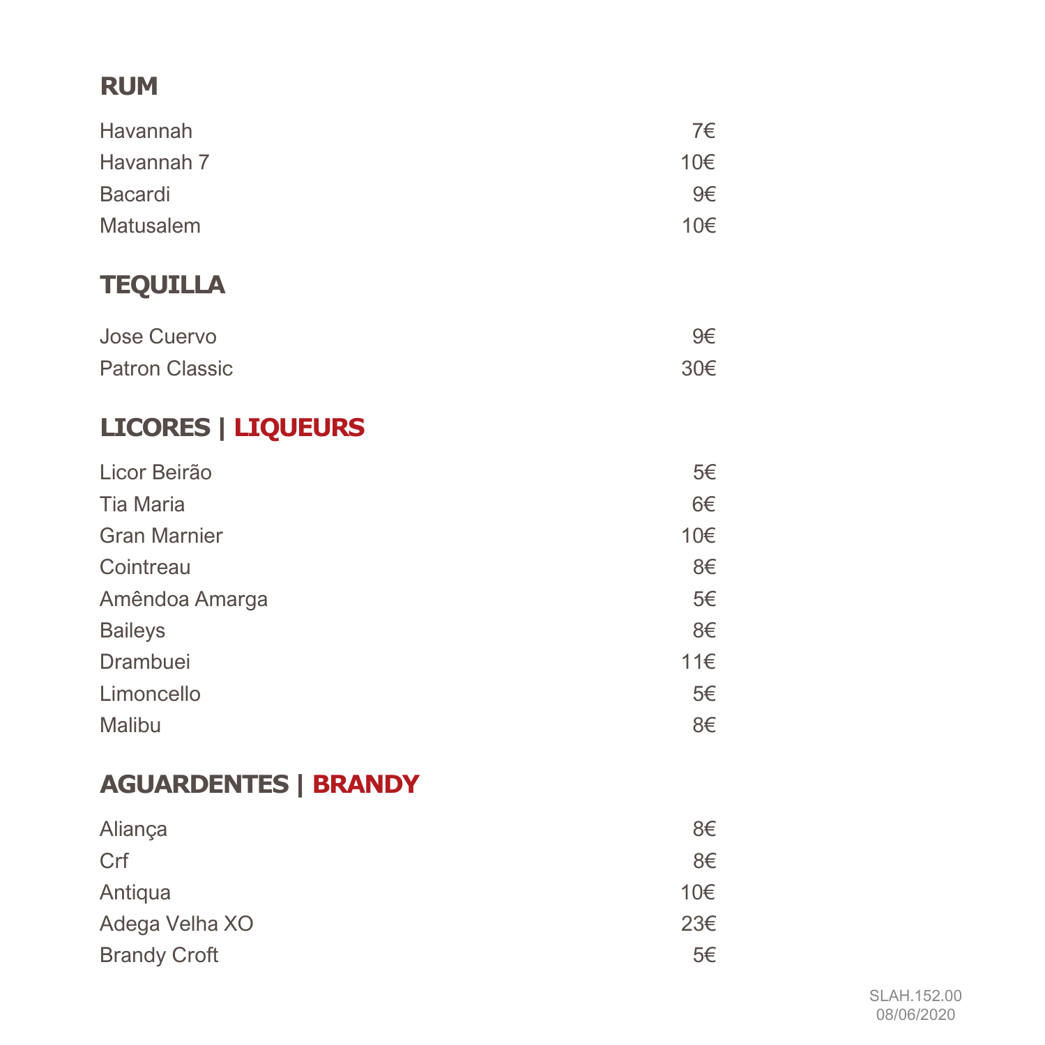## RUM

| | |
|---|---|
| Havannah | 7€ |
| Havannah 7 | 10€ |
| Bacardi | 9€ |
| Matusalem | 10€ |

## TEQUILLA

| | |
|---|---|
| Jose Cuervo | 9€ |
| Patron Classic | 30€ |

## LICORES | LIQUEURS

| | |
|---|---|
| Licor Beirão | 5€ |
| Tia Maria | 6€ |
| Gran Marnier | 10€ |
| Cointreau | 8€ |
| Amêndoa Amarga | 5€ |
| Baileys | 8€ |
| Drambuei | 11€ |
| Limoncello | 5€ |
| Malibu | 8€ |

## AGUARDENTES | BRANDY

| | |
|---|---|
| Aliança | 8€ |
| Crf | 8€ |
| Antiqua | 10€ |
| Adega Velha XO | 23€ |
| Brandy Croft | 5€ |

SLAH.152.00
08/06/2020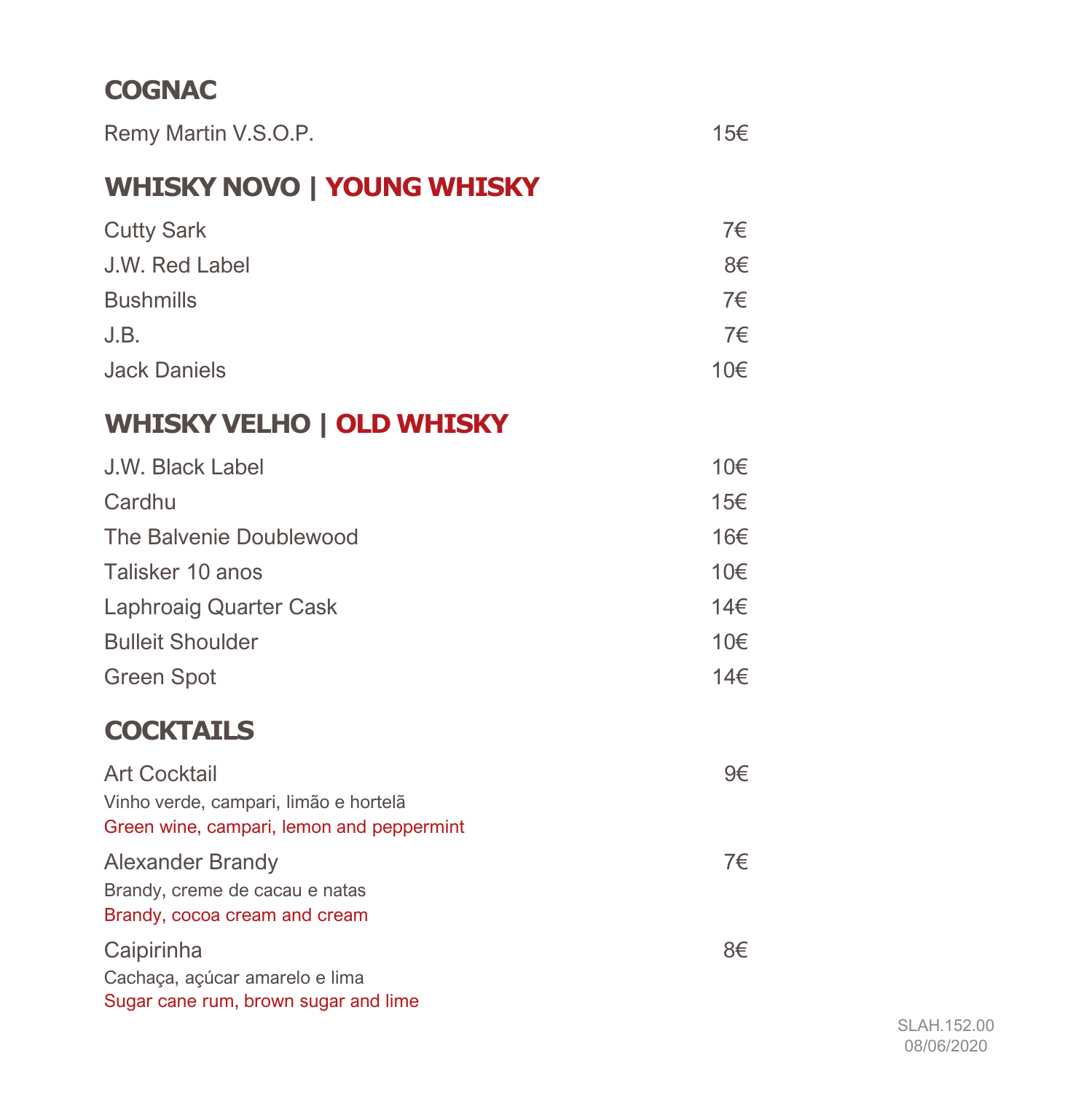## COGNAC

| | |
|---|---|
| Remy Martin V.S.O.P. | 15€ |

## WHISKY NOVO | YOUNG WHISKY

| | |
|---|---|
| Cutty Sark | 7€ |
| J.W. Red Label | 8€ |
| Bushmills | 7€ |
| J.B. | 7€ |
| Jack Daniels | 10€ |

## WHISKY VELHO | OLD WHISKY

| | |
|---|---|
| J.W. Black Label | 10€ |
| Cardhu | 15€ |
| The Balvenie Doublewood | 16€ |
| Talisker 10 anos | 10€ |
| Laphroaig Quarter Cask | 14€ |
| Bulleit Shoulder | 10€ |
| Green Spot | 14€ |

## COCKTAILS

Art Cocktail — 9€
Vinho verde, campari, limão e hortelã
Green wine, campari, lemon and peppermint

Alexander Brandy — 7€
Brandy, creme de cacau e natas
Brandy, cocoa cream and cream

Caipirinha — 8€
Cachaça, açúcar amarelo e lima
Sugar cane rum, brown sugar and lime

SLAH.152.00
08/06/2020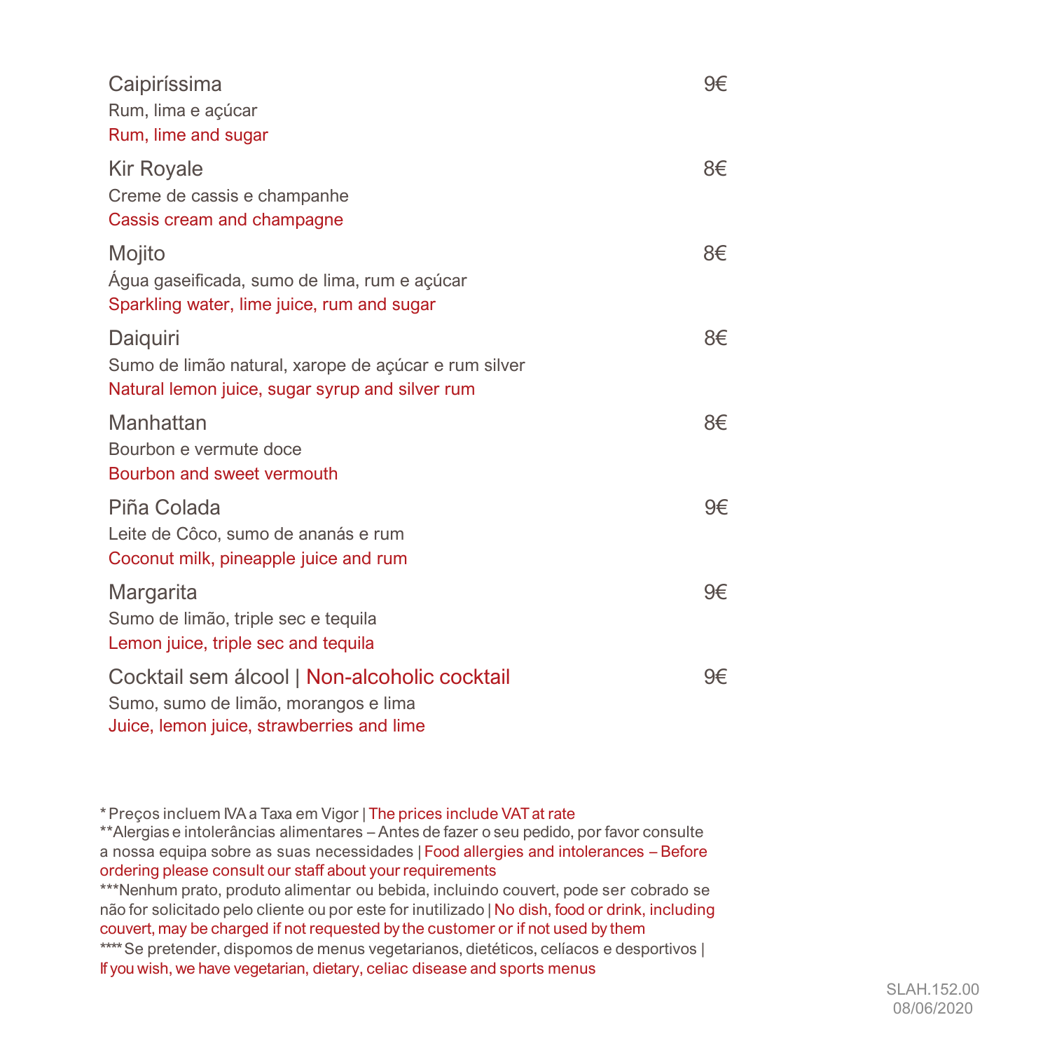**Caipiríssima** 9€
Rum, lima e açúcar
Rum, lime and sugar

**Kir Royale** 8€
Creme de cassis e champanhe
Cassis cream and champagne

**Mojito** 8€
Água gaseificada, sumo de lima, rum e açúcar
Sparkling water, lime juice, rum and sugar

**Daiquiri** 8€
Sumo de limão natural, xarope de açúcar e rum silver
Natural lemon juice, sugar syrup and silver rum

**Manhattan** 8€
Bourbon e vermute doce
Bourbon and sweet vermouth

**Piña Colada** 9€
Leite de Côco, sumo de ananás e rum
Coconut milk, pineapple juice and rum

**Margarita** 9€
Sumo de limão, triple sec e tequila
Lemon juice, triple sec and tequila

**Cocktail sem álcool | Non-alcoholic cocktail** 9€
Sumo, sumo de limão, morangos e lima
Juice, lemon juice, strawberries and lime

* Preços incluem IVA a Taxa em Vigor | The prices include VAT at rate
**Alergias e intolerâncias alimentares – Antes de fazer o seu pedido, por favor consulte a nossa equipa sobre as suas necessidades | Food allergies and intolerances – Before ordering please consult our staff about your requirements
***Nenhum prato, produto alimentar ou bebida, incluindo couvert, pode ser cobrado se não for solicitado pelo cliente ou por este for inutilizado | No dish, food or drink, including couvert, may be charged if not requested by the customer or if not used by them
**** Se pretender, dispomos de menus vegetarianos, dietéticos, celíacos e desportivos | If you wish, we have vegetarian, dietary, celiac disease and sports menus

SLAH.152.00
08/06/2020